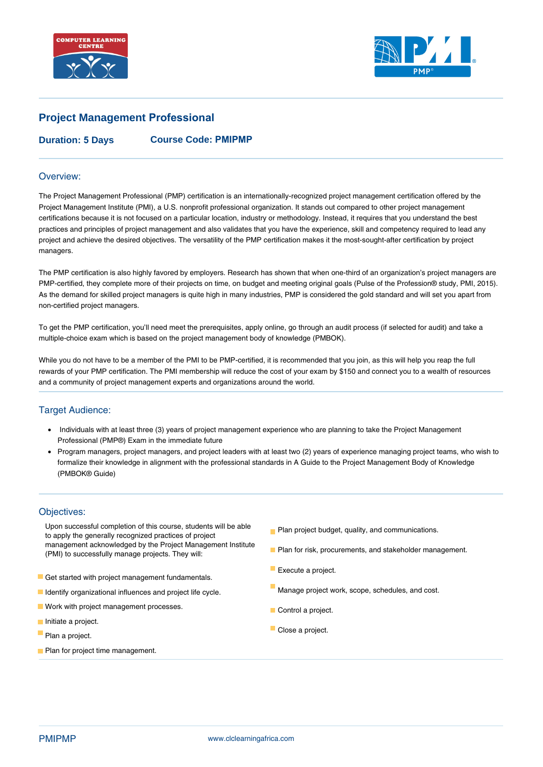# Project Management Professional

**Duration: 5 Days** **Course Code: PMIPMP**

## Overview:

The Project Management Professional (PMP) certification is an internationally-recognized project management certification offered by the Project Management Institute (PMI), a U.S. nonprofit professional organization. It stands out compared to other project management certifications because it is not focused on a particular location, industry or methodology. Instead, it requires that you understand the best practices and principles of project management and also validates that you have the experience, skill and competency required to lead any project and achieve the desired objectives. The versatility of the PMP certification makes it the most-sought-after certification by project managers.

The PMP certification is also highly favored by employers. Research has shown that when one-third of an organization's project managers are PMP-certified, they complete more of their projects on time, on budget and meeting original goals (Pulse of the Profession® study, PMI, 2015). As the demand for skilled project managers is quite high in many industries, PMP is considered the gold standard and will set you apart from non-certified project managers.

To get the PMP certification, you'll need meet the prerequisites, apply online, go through an audit process (if selected for audit) and take a multiple-choice exam which is based on the project management body of knowledge (PMBOK).

While you do not have to be a member of the PMI to be PMP-certified, it is recommended that you join, as this will help you reap the full rewards of your PMP certification. The PMI membership will reduce the cost of your exam by $150 and connect you to a wealth of resources and a community of project management experts and organizations around the world.

## Target Audience:

- Individuals with at least three (3) years of project management experience who are planning to take the Project Management Professional (PMP®) Exam in the immediate future
- Program managers, project managers, and project leaders with at least two (2) years of experience managing project teams, who wish to formalize their knowledge in alignment with the professional standards in A Guide to the Project Management Body of Knowledge (PMBOK® Guide)

## Objectives:

Upon successful completion of this course, students will be able to apply the generally recognized practices of project management acknowledged by the Project Management Institute (PMI) to successfully manage projects. They will:

- Get started with project management fundamentals.
- Identify organizational influences and project life cycle.
- Work with project management processes.
- Initiate a project.
- Plan a project.
- Plan for project time management.
- Plan project budget, quality, and communications.
- Plan for risk, procurements, and stakeholder management.
- Execute a project.
- Manage project work, scope, schedules, and cost.
- Control a project.
- Close a project.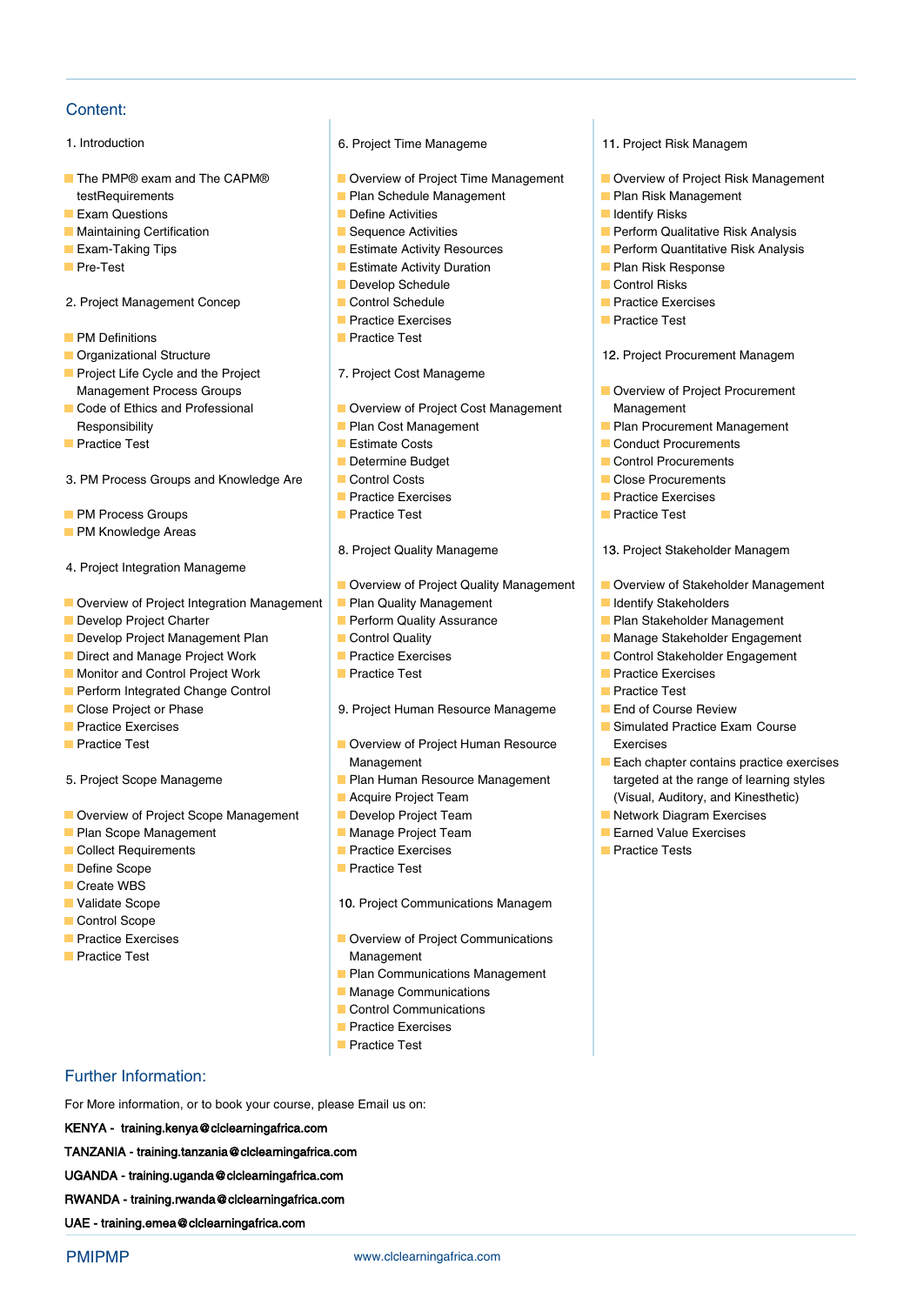## Content:

1. Introduction

- The PMP® exam and The CAPM® testRequirements
- Exam Questions
- Maintaining Certification
- Exam-Taking Tips
- Pre-Test

2. Project Management Concep

- PM Definitions
- Organizational Structure
- Project Life Cycle and the Project Management Process Groups
- Code of Ethics and Professional Responsibility
- Practice Test

3. PM Process Groups and Knowledge Are

- PM Process Groups
- PM Knowledge Areas

4. Project Integration Manageme

- Overview of Project Integration Management
- Develop Project Charter
- Develop Project Management Plan
- Direct and Manage Project Work
- Monitor and Control Project Work
- Perform Integrated Change Control
- Close Project or Phase
- Practice Exercises
- Practice Test

5. Project Scope Manageme

- Overview of Project Scope Management
- Plan Scope Management
- Collect Requirements
- Define Scope
- Create WBS
- Validate Scope
- Control Scope
- Practice Exercises
- Practice Test

6. Project Time Manageme

- Overview of Project Time Management
- Plan Schedule Management
- Define Activities
- Sequence Activities
- Estimate Activity Resources
- Estimate Activity Duration
- Develop Schedule
- Control Schedule
- Practice Exercises
- Practice Test

7. Project Cost Manageme

- Overview of Project Cost Management
- Plan Cost Management
- Estimate Costs
- Determine Budget
- Control Costs
- Practice Exercises
- Practice Test

8. Project Quality Manageme

- Overview of Project Quality Management
- Plan Quality Management
- Perform Quality Assurance
- Control Quality
- Practice Exercises
- Practice Test

9. Project Human Resource Manageme

- Overview of Project Human Resource Management
- Plan Human Resource Management
- Acquire Project Team
- Develop Project Team
- Manage Project Team
- Practice Exercises
- Practice Test

10. Project Communications Managem

- Overview of Project Communications Management
- Plan Communications Management
- Manage Communications
- Control Communications
- Practice Exercises
- Practice Test

11. Project Risk Managem

- Overview of Project Risk Management
- Plan Risk Management
- Identify Risks
- Perform Qualitative Risk Analysis
- Perform Quantitative Risk Analysis
- Plan Risk Response
- Control Risks
- Practice Exercises
- Practice Test

12. Project Procurement Managem

- Overview of Project Procurement Management
- Plan Procurement Management
- Conduct Procurements
- Control Procurements
- Close Procurements
- Practice Exercises
- Practice Test

13. Project Stakeholder Managem

- Overview of Stakeholder Management
- Identify Stakeholders
- Plan Stakeholder Management
- Manage Stakeholder Engagement
- Control Stakeholder Engagement
- Practice Exercises
- Practice Test
- End of Course Review
- Simulated Practice Exam Course Exercises
- Each chapter contains practice exercises targeted at the range of learning styles (Visual, Auditory, and Kinesthetic)
- Network Diagram Exercises
- Earned Value Exercises
- Practice Tests

## Further Information:

For More information, or to book your course, please Email us on:

**KENYA - training.kenya@clclearningafrica.com**

**TANZANIA - training.tanzania@clclearningafrica.com**

**UGANDA - training.uganda@clclearningafrica.com**

**RWANDA - training.rwanda@clclearningafrica.com**

**UAE - training.emea@clclearningafrica.com**

PMIPMP

www.clclearningafrica.com